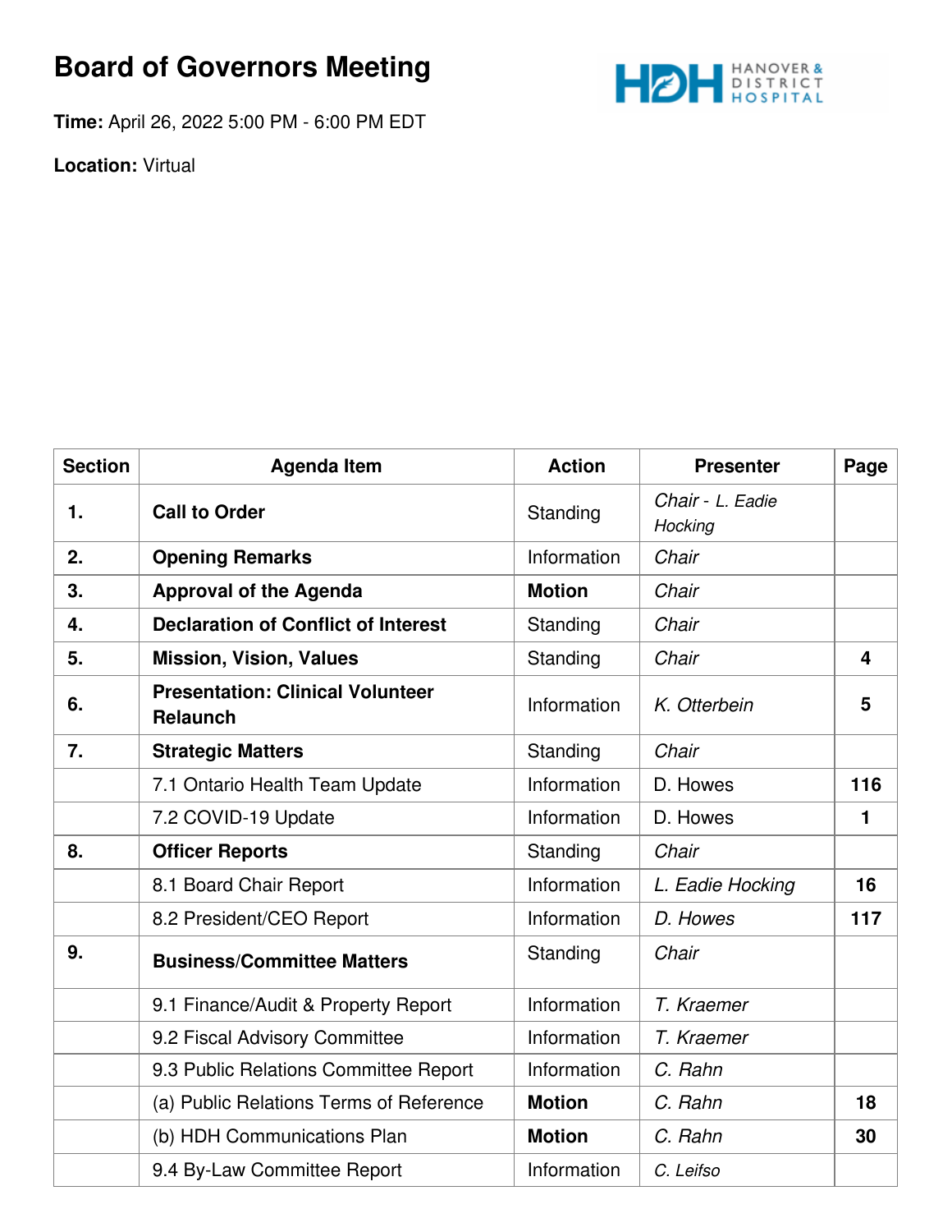# Board of Governors Meeting

**Time:** April 26, 2022 5:00 PM - 6:00 PM EDT

**Location:** Virtual

| Section | Agenda Item | Action | Presenter | Page |
|---|---|---|---|---|
| **1.** | **Call to Order** | Standing | *Chair - L. Eadie Hocking* | |
| **2.** | **Opening Remarks** | Information | *Chair* | |
| **3.** | **Approval of the Agenda** | **Motion** | *Chair* | |
| **4.** | **Declaration of Conflict of Interest** | Standing | *Chair* | |
| **5.** | **Mission, Vision, Values** | Standing | *Chair* | **4** |
| **6.** | **Presentation: Clinical Volunteer Relaunch** | Information | *K. Otterbein* | **5** |
| **7.** | **Strategic Matters** | Standing | *Chair* | |
| | 7.1 Ontario Health Team Update | Information | D. Howes | **116** |
| | 7.2 COVID-19 Update | Information | D. Howes | **1** |
| **8.** | **Officer Reports** | Standing | *Chair* | |
| | 8.1 Board Chair Report | Information | *L. Eadie Hocking* | **16** |
| | 8.2 President/CEO Report | Information | *D. Howes* | **117** |
| **9.** | **Business/Committee Matters** | Standing | *Chair* | |
| | 9.1 Finance/Audit & Property Report | Information | *T. Kraemer* | |
| | 9.2 Fiscal Advisory Committee | Information | *T. Kraemer* | |
| | 9.3 Public Relations Committee Report | Information | *C. Rahn* | |
| | (a) Public Relations Terms of Reference | **Motion** | *C. Rahn* | **18** |
| | (b) HDH Communications Plan | **Motion** | *C. Rahn* | **30** |
| | 9.4 By-Law Committee Report | Information | *C. Leifso* | |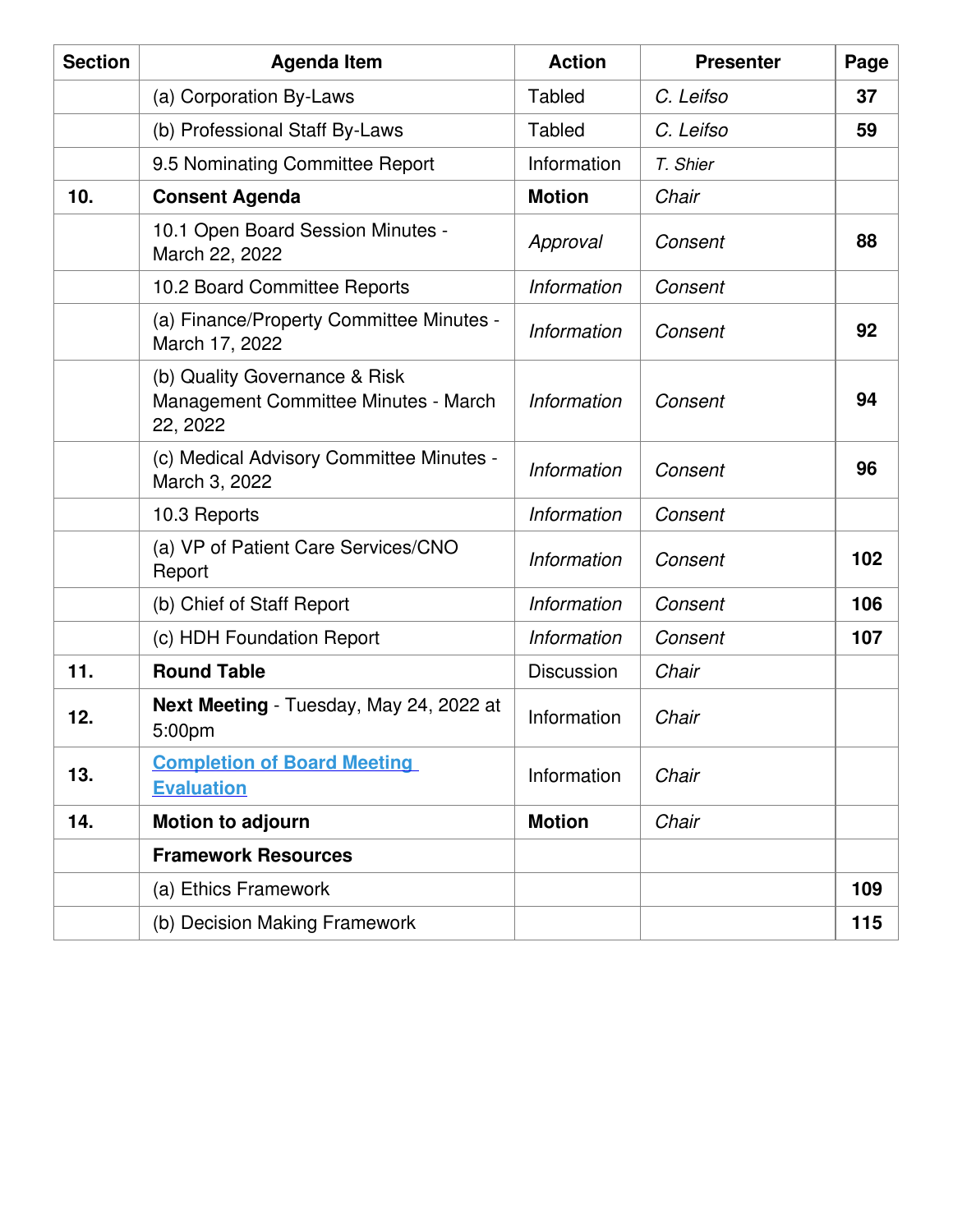| Section | Agenda Item | Action | Presenter | Page |
|---|---|---|---|---|
| | (a) Corporation By-Laws | Tabled | *C. Leifso* | **37** |
| | (b) Professional Staff By-Laws | Tabled | *C. Leifso* | **59** |
| | 9.5 Nominating Committee Report | Information | *T. Shier* | |
| **10.** | **Consent Agenda** | **Motion** | *Chair* | |
| | 10.1 Open Board Session Minutes - March 22, 2022 | *Approval* | *Consent* | **88** |
| | 10.2 Board Committee Reports | *Information* | *Consent* | |
| | (a) Finance/Property Committee Minutes - March 17, 2022 | *Information* | *Consent* | **92** |
| | (b) Quality Governance & Risk Management Committee Minutes - March 22, 2022 | *Information* | *Consent* | **94** |
| | (c) Medical Advisory Committee Minutes - March 3, 2022 | *Information* | *Consent* | **96** |
| | 10.3 Reports | *Information* | *Consent* | |
| | (a) VP of Patient Care Services/CNO Report | *Information* | *Consent* | **102** |
| | (b) Chief of Staff Report | *Information* | *Consent* | **106** |
| | (c) HDH Foundation Report | *Information* | *Consent* | **107** |
| **11.** | **Round Table** | Discussion | *Chair* | |
| **12.** | **Next Meeting** - Tuesday, May 24, 2022 at 5:00pm | Information | *Chair* | |
| **13.** | **Completion of Board Meeting Evaluation** | Information | *Chair* | |
| **14.** | **Motion to adjourn** | **Motion** | *Chair* | |
| | **Framework Resources** | | | |
| | (a) Ethics Framework | | | **109** |
| | (b) Decision Making Framework | | | **115** |